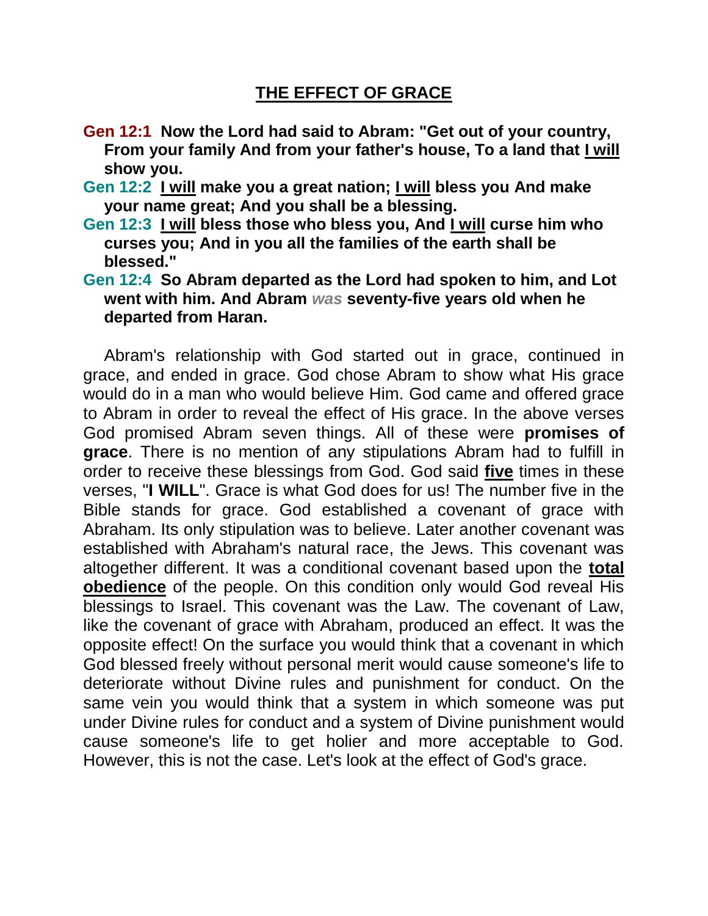# **<u>THE EFFECT OF GRACE</u>**

**Gen 12:1** **Now the Lord had said to Abram: "Get out of your country, From your family And from your father's house, To a land that <u>I will</u> show you.**

**Gen 12:2** **<u>I will</u> make you a great nation; <u>I will</u> bless you And make your name great; And you shall be a blessing.**

**Gen 12:3** **<u>I will</u> bless those who bless you, And <u>I will</u> curse him who curses you; And in you all the families of the earth shall be blessed."**

**Gen 12:4** **So Abram departed as the Lord had spoken to him, and Lot went with him. And Abram *was* seventy-five years old when he departed from Haran.**

Abram's relationship with God started out in grace, continued in grace, and ended in grace. God chose Abram to show what His grace would do in a man who would believe Him. God came and offered grace to Abram in order to reveal the effect of His grace. In the above verses God promised Abram seven things. All of these were **promises of grace**. There is no mention of any stipulations Abram had to fulfill in order to receive these blessings from God. God said **<u>five</u>** times in these verses, "**I WILL**". Grace is what God does for us! The number five in the Bible stands for grace. God established a covenant of grace with Abraham. Its only stipulation was to believe. Later another covenant was established with Abraham's natural race, the Jews. This covenant was altogether different. It was a conditional covenant based upon the **<u>total obedience</u>** of the people. On this condition only would God reveal His blessings to Israel. This covenant was the Law. The covenant of Law, like the covenant of grace with Abraham, produced an effect. It was the opposite effect! On the surface you would think that a covenant in which God blessed freely without personal merit would cause someone's life to deteriorate without Divine rules and punishment for conduct. On the same vein you would think that a system in which someone was put under Divine rules for conduct and a system of Divine punishment would cause someone's life to get holier and more acceptable to God. However, this is not the case. Let's look at the effect of God's grace.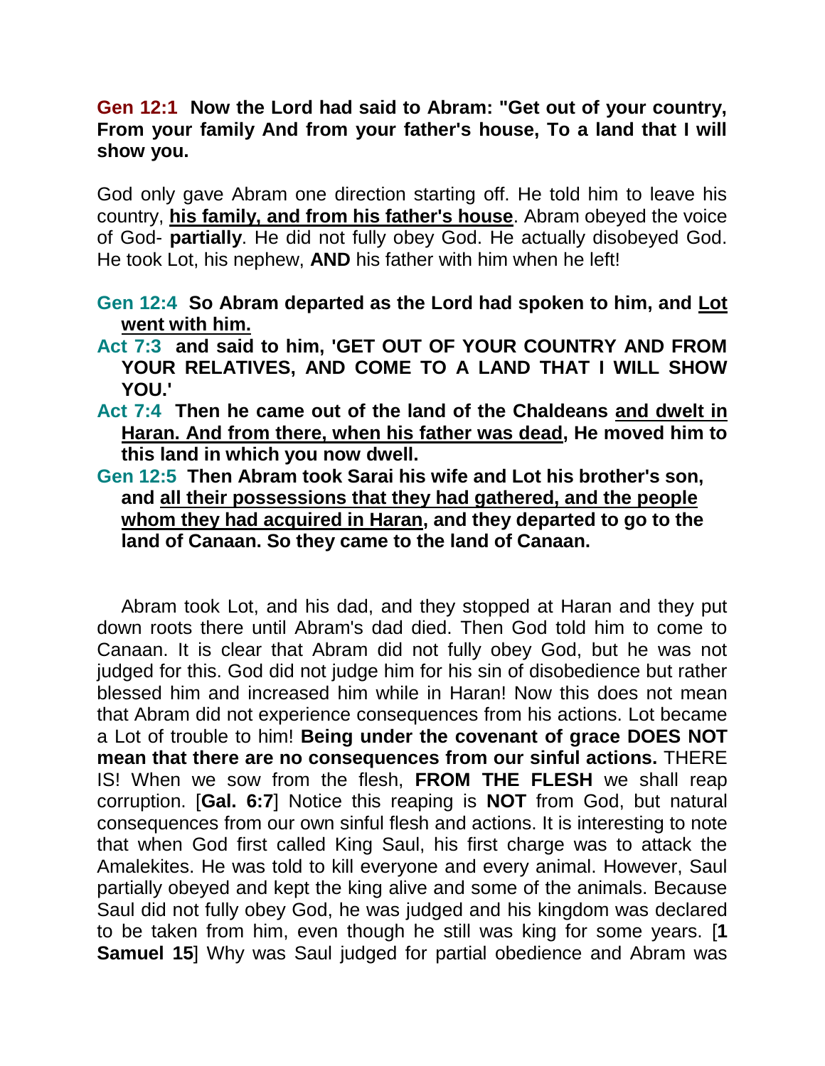**Gen 12:1 Now the Lord had said to Abram: "Get out of your country, From your family And from your father's house, To a land that I will show you.**

God only gave Abram one direction starting off. He told him to leave his country, **<u>his family, and from his father's house</u>**. Abram obeyed the voice of God- **partially**. He did not fully obey God. He actually disobeyed God. He took Lot, his nephew, **AND** his father with him when he left!

- **Gen 12:4 So Abram departed as the Lord had spoken to him, and <u>Lot went with him.</u>**
- **Act 7:3 and said to him, 'GET OUT OF YOUR COUNTRY AND FROM YOUR RELATIVES, AND COME TO A LAND THAT I WILL SHOW YOU.'**
- **Act 7:4 Then he came out of the land of the Chaldeans <u>and dwelt in Haran. And from there, when his father was dead</u>, He moved him to this land in which you now dwell.**
- **Gen 12:5 Then Abram took Sarai his wife and Lot his brother's son, and <u>all their possessions that they had gathered, and the people whom they had acquired in Haran</u>, and they departed to go to the land of Canaan. So they came to the land of Canaan.**

Abram took Lot, and his dad, and they stopped at Haran and they put down roots there until Abram's dad died. Then God told him to come to Canaan. It is clear that Abram did not fully obey God, but he was not judged for this. God did not judge him for his sin of disobedience but rather blessed him and increased him while in Haran! Now this does not mean that Abram did not experience consequences from his actions. Lot became a Lot of trouble to him! **Being under the covenant of grace DOES NOT mean that there are no consequences from our sinful actions.** THERE IS! When we sow from the flesh, **FROM THE FLESH** we shall reap corruption. [**Gal. 6:7**] Notice this reaping is **NOT** from God, but natural consequences from our own sinful flesh and actions. It is interesting to note that when God first called King Saul, his first charge was to attack the Amalekites. He was told to kill everyone and every animal. However, Saul partially obeyed and kept the king alive and some of the animals. Because Saul did not fully obey God, he was judged and his kingdom was declared to be taken from him, even though he still was king for some years. [**1 Samuel 15**] Why was Saul judged for partial obedience and Abram was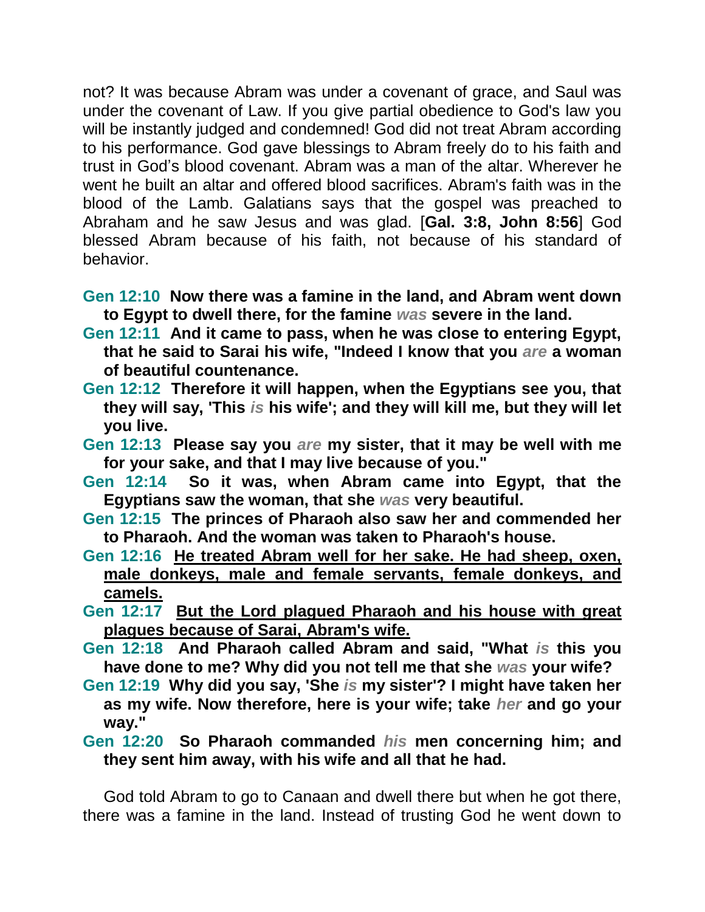not? It was because Abram was under a covenant of grace, and Saul was under the covenant of Law. If you give partial obedience to God's law you will be instantly judged and condemned! God did not treat Abram according to his performance. God gave blessings to Abram freely do to his faith and trust in God's blood covenant. Abram was a man of the altar. Wherever he went he built an altar and offered blood sacrifices. Abram's faith was in the blood of the Lamb. Galatians says that the gospel was preached to Abraham and he saw Jesus and was glad. [**Gal. 3:8, John 8:56**] God blessed Abram because of his faith, not because of his standard of behavior.

**Gen 12:10 Now there was a famine in the land, and Abram went down to Egypt to dwell there, for the famine *was* severe in the land.**

**Gen 12:11 And it came to pass, when he was close to entering Egypt, that he said to Sarai his wife, "Indeed I know that you *are* a woman of beautiful countenance.**

**Gen 12:12 Therefore it will happen, when the Egyptians see you, that they will say, 'This *is* his wife'; and they will kill me, but they will let you live.**

**Gen 12:13 Please say you *are* my sister, that it may be well with me for your sake, and that I may live because of you."**

**Gen 12:14 So it was, when Abram came into Egypt, that the Egyptians saw the woman, that she *was* very beautiful.**

**Gen 12:15 The princes of Pharaoh also saw her and commended her to Pharaoh. And the woman was taken to Pharaoh's house.**

**Gen 12:16 <u>He treated Abram well for her sake. He had sheep, oxen, male donkeys, male and female servants, female donkeys, and camels.</u>**

**Gen 12:17 <u>But the Lord plagued Pharaoh and his house with great plagues because of Sarai, Abram's wife.</u>**

**Gen 12:18 And Pharaoh called Abram and said, "What *is* this you have done to me? Why did you not tell me that she *was* your wife?**

**Gen 12:19 Why did you say, 'She *is* my sister'? I might have taken her as my wife. Now therefore, here is your wife; take *her* and go your way."**

**Gen 12:20 So Pharaoh commanded *his* men concerning him; and they sent him away, with his wife and all that he had.**

God told Abram to go to Canaan and dwell there but when he got there, there was a famine in the land. Instead of trusting God he went down to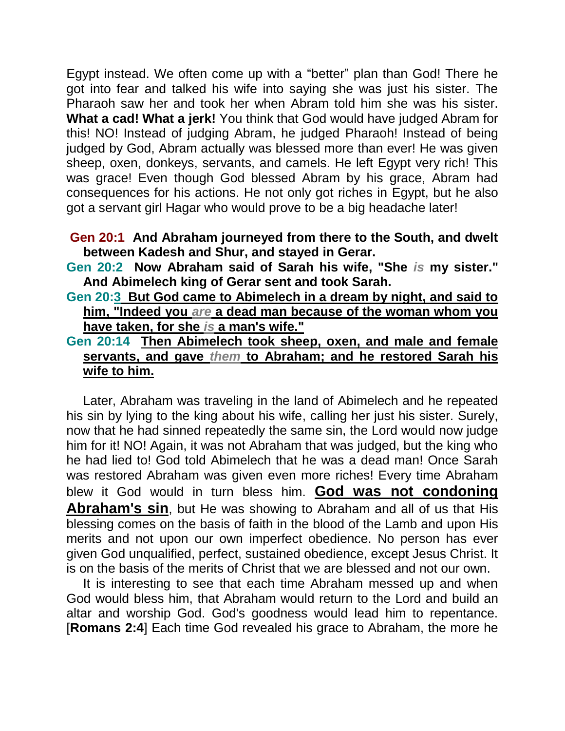Egypt instead. We often come up with a "better" plan than God! There he got into fear and talked his wife into saying she was just his sister. The Pharaoh saw her and took her when Abram told him she was his sister. **What a cad! What a jerk!** You think that God would have judged Abram for this! NO! Instead of judging Abram, he judged Pharaoh! Instead of being judged by God, Abram actually was blessed more than ever! He was given sheep, oxen, donkeys, servants, and camels. He left Egypt very rich! This was grace! Even though God blessed Abram by his grace, Abram had consequences for his actions. He not only got riches in Egypt, but he also got a servant girl Hagar who would prove to be a big headache later!

**Gen 20:1 And Abraham journeyed from there to the South, and dwelt between Kadesh and Shur, and stayed in Gerar.**

**Gen 20:2 Now Abraham said of Sarah his wife, "She *is* my sister." And Abimelech king of Gerar sent and took Sarah.**

**Gen 20:3 <u>But God came to Abimelech in a dream by night, and said to him, "Indeed you *are* a dead man because of the woman whom you have taken, for she *is* a man's wife."</u>**

**Gen 20:14 <u>Then Abimelech took sheep, oxen, and male and female servants, and gave *them* to Abraham; and he restored Sarah his wife to him.</u>**

Later, Abraham was traveling in the land of Abimelech and he repeated his sin by lying to the king about his wife, calling her just his sister. Surely, now that he had sinned repeatedly the same sin, the Lord would now judge him for it! NO! Again, it was not Abraham that was judged, but the king who he had lied to! God told Abimelech that he was a dead man! Once Sarah was restored Abraham was given even more riches! Every time Abraham blew it God would in turn bless him. **<u>God was not condoning Abraham's sin</u>**, but He was showing to Abraham and all of us that His blessing comes on the basis of faith in the blood of the Lamb and upon His merits and not upon our own imperfect obedience. No person has ever given God unqualified, perfect, sustained obedience, except Jesus Christ. It is on the basis of the merits of Christ that we are blessed and not our own.

It is interesting to see that each time Abraham messed up and when God would bless him, that Abraham would return to the Lord and build an altar and worship God. God's goodness would lead him to repentance. [**Romans 2:4**] Each time God revealed his grace to Abraham, the more he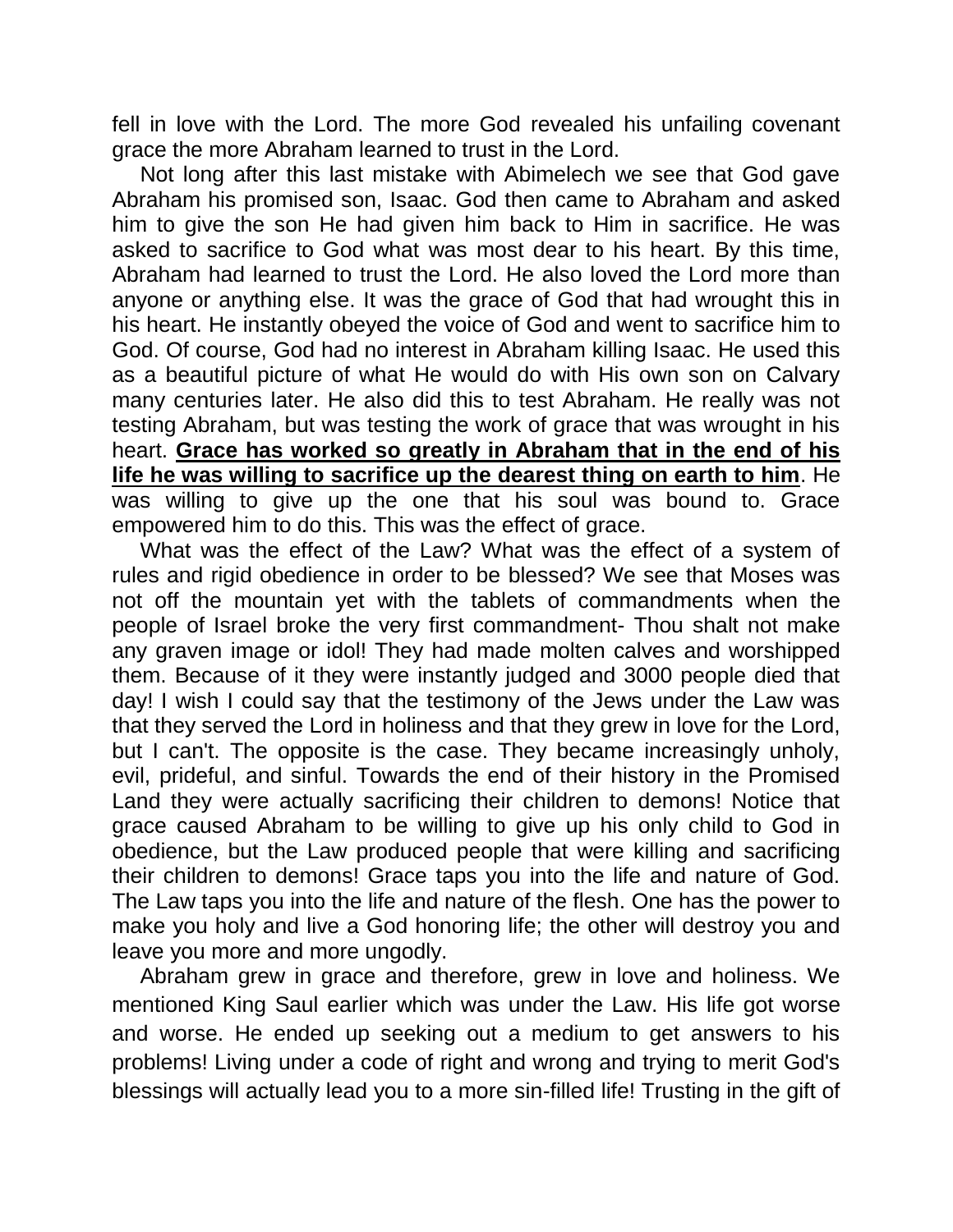fell in love with the Lord. The more God revealed his unfailing covenant grace the more Abraham learned to trust in the Lord.

Not long after this last mistake with Abimelech we see that God gave Abraham his promised son, Isaac. God then came to Abraham and asked him to give the son He had given him back to Him in sacrifice. He was asked to sacrifice to God what was most dear to his heart. By this time, Abraham had learned to trust the Lord. He also loved the Lord more than anyone or anything else. It was the grace of God that had wrought this in his heart. He instantly obeyed the voice of God and went to sacrifice him to God. Of course, God had no interest in Abraham killing Isaac. He used this as a beautiful picture of what He would do with His own son on Calvary many centuries later. He also did this to test Abraham. He really was not testing Abraham, but was testing the work of grace that was wrought in his heart. **Grace has worked so greatly in Abraham that in the end of his life he was willing to sacrifice up the dearest thing on earth to him**. He was willing to give up the one that his soul was bound to. Grace empowered him to do this. This was the effect of grace.

What was the effect of the Law? What was the effect of a system of rules and rigid obedience in order to be blessed? We see that Moses was not off the mountain yet with the tablets of commandments when the people of Israel broke the very first commandment- Thou shalt not make any graven image or idol! They had made molten calves and worshipped them. Because of it they were instantly judged and 3000 people died that day! I wish I could say that the testimony of the Jews under the Law was that they served the Lord in holiness and that they grew in love for the Lord, but I can't. The opposite is the case. They became increasingly unholy, evil, prideful, and sinful. Towards the end of their history in the Promised Land they were actually sacrificing their children to demons! Notice that grace caused Abraham to be willing to give up his only child to God in obedience, but the Law produced people that were killing and sacrificing their children to demons! Grace taps you into the life and nature of God. The Law taps you into the life and nature of the flesh. One has the power to make you holy and live a God honoring life; the other will destroy you and leave you more and more ungodly.

Abraham grew in grace and therefore, grew in love and holiness. We mentioned King Saul earlier which was under the Law. His life got worse and worse. He ended up seeking out a medium to get answers to his problems! Living under a code of right and wrong and trying to merit God's blessings will actually lead you to a more sin-filled life! Trusting in the gift of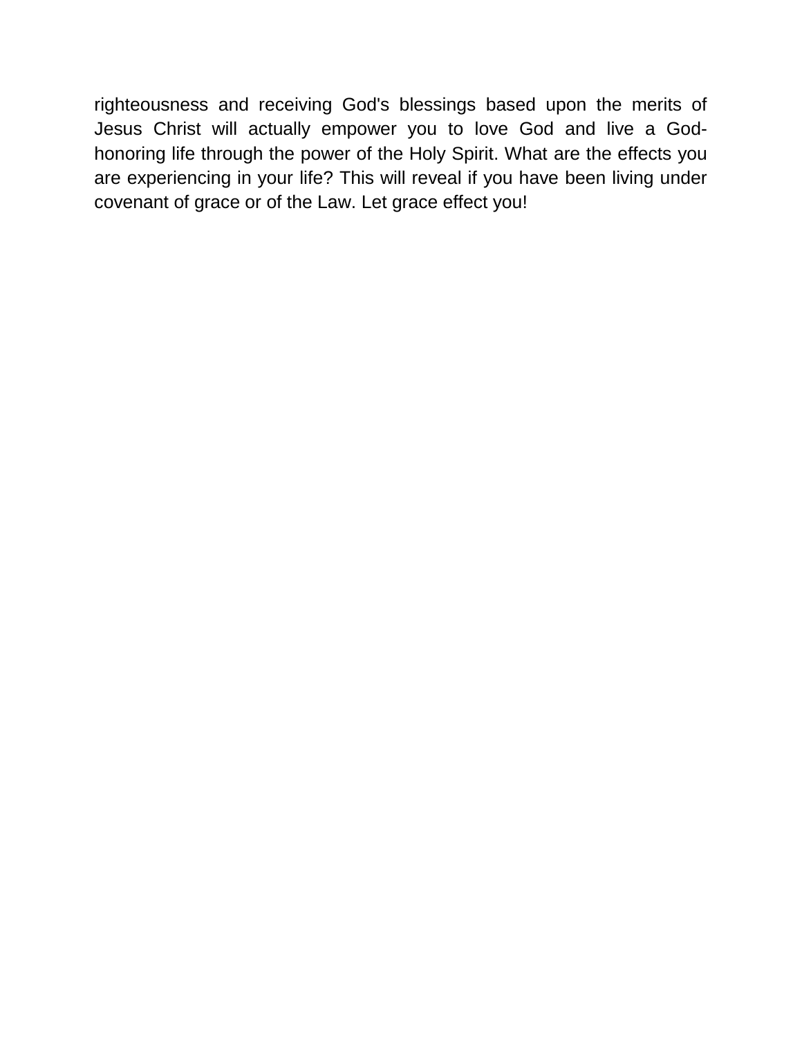righteousness and receiving God's blessings based upon the merits of Jesus Christ will actually empower you to love God and live a God-honoring life through the power of the Holy Spirit. What are the effects you are experiencing in your life? This will reveal if you have been living under covenant of grace or of the Law. Let grace effect you!